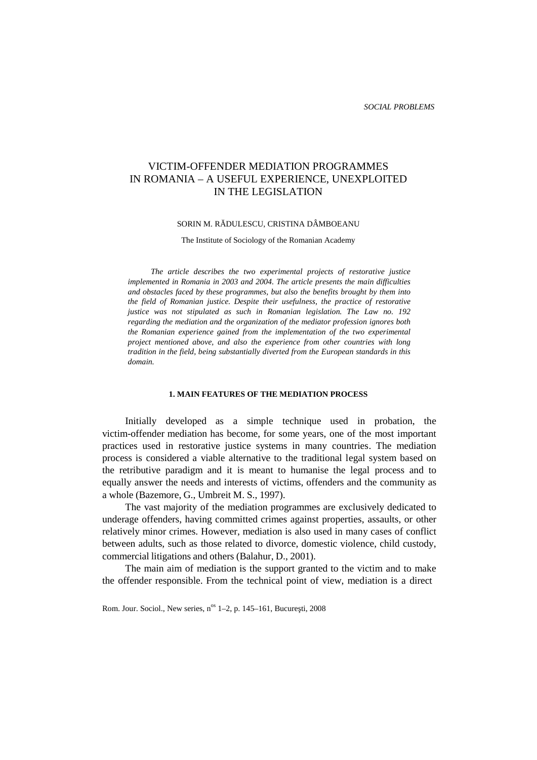*SOCIAL PROBLEMS*

# VICTIM-OFFENDER MEDIATION PROGRAMMES IN ROMANIA – A USEFUL EXPERIENCE, UNEXPLOITED IN THE LEGISLATION

SORIN M. RĂDULESCU, CRISTINA DÂMBOEANU

The Institute of Sociology of the Romanian Academy

*The article describes the two experimental projects of restorative justice implemented in Romania in 2003 and 2004. The article presents the main difficulties and obstacles faced by these programmes, but also the benefits brought by them into the field of Romanian justice. Despite their usefulness, the practice of restorative justice was not stipulated as such in Romanian legislation. The Law no. 192 regarding the mediation and the organization of the mediator profession ignores both the Romanian experience gained from the implementation of the two experimental project mentioned above, and also the experience from other countries with long tradition in the field, being substantially diverted from the European standards in this domain.*

## 1. MAIN FEATURES OF THE MEDIATION PROCESS

Initially developed as a simple technique used in probation, the victim-offender mediation has become, for some years, one of the most important practices used in restorative justice systems in many countries. The mediation process is considered a viable alternative to the traditional legal system based on the retributive paradigm and it is meant to humanise the legal process and to equally answer the needs and interests of victims, offenders and the community as a whole (Bazemore, G., Umbreit M. S., 1997).

The vast majority of the mediation programmes are exclusively dedicated to underage offenders, having committed crimes against properties, assaults, or other relatively minor crimes. However, mediation is also used in many cases of conflict between adults, such as those related to divorce, domestic violence, child custody, commercial litigations and others (Balahur, D., 2001).

The main aim of mediation is the support granted to the victim and to make the offender responsible. From the technical point of view, mediation is a direct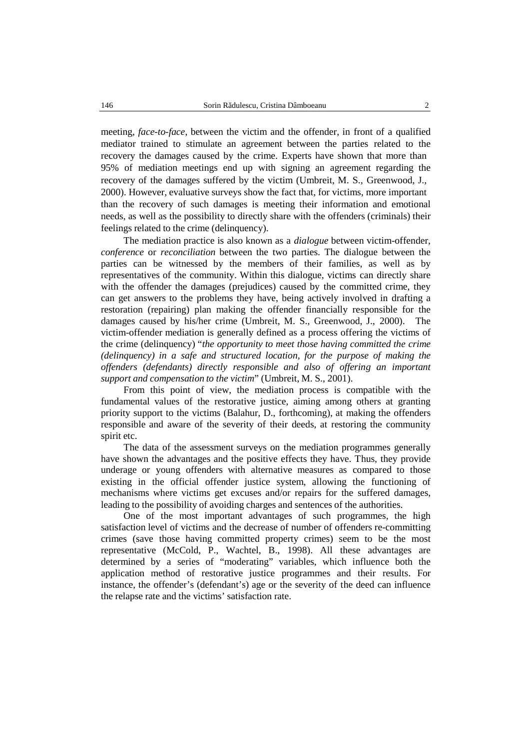meeting, *face-to-face*, between the victim and the offender, in front of a qualified mediator trained to stimulate an agreement between the parties related to the recovery the damages caused by the crime. Experts have shown that more than 95% of mediation meetings end up with signing an agreement regarding the recovery of the damages suffered by the victim (Umbreit, M. S., Greenwood, J., 2000). However, evaluative surveys show the fact that, for victims, more important than the recovery of such damages is meeting their information and emotional needs, as well as the possibility to directly share with the offenders (criminals) their feelings related to the crime (delinquency).

The mediation practice is also known as a *dialogue* between victim-offender, *conference* or *reconciliation* between the two parties. The dialogue between the parties can be witnessed by the members of their families, as well as by representatives of the community. Within this dialogue, victims can directly share with the offender the damages (prejudices) caused by the committed crime, they can get answers to the problems they have, being actively involved in drafting a restoration (repairing) plan making the offender financially responsible for the damages caused by his/her crime (Umbreit, M. S., Greenwood, J., 2000). The victim-offender mediation is generally defined as a process offering the victims of the crime (delinquency) "*the opportunity to meet those having committed the crime (delinquency) in a safe and structured location, for the purpose of making the offenders (defendants) directly responsible and also of offering an important support and compensation to the victim*" (Umbreit, M. S., 2001).

From this point of view, the mediation process is compatible with the fundamental values of the restorative justice, aiming among others at granting priority support to the victims (Balahur, D., forthcoming), at making the offenders responsible and aware of the severity of their deeds, at restoring the community spirit etc.

The data of the assessment surveys on the mediation programmes generally have shown the advantages and the positive effects they have. Thus, they provide underage or young offenders with alternative measures as compared to those existing in the official offender justice system, allowing the functioning of mechanisms where victims get excuses and/or repairs for the suffered damages, leading to the possibility of avoiding charges and sentences of the authorities.

One of the most important advantages of such programmes, the high satisfaction level of victims and the decrease of number of offenders re-committing crimes (save those having committed property crimes) seem to be the most representative (McCold, P., Wachtel, B., 1998). All these advantages are determined by a series of "moderating" variables, which influence both the application method of restorative justice programmes and their results. For instance, the offender's (defendant's) age or the severity of the deed can influence the relapse rate and the victims' satisfaction rate.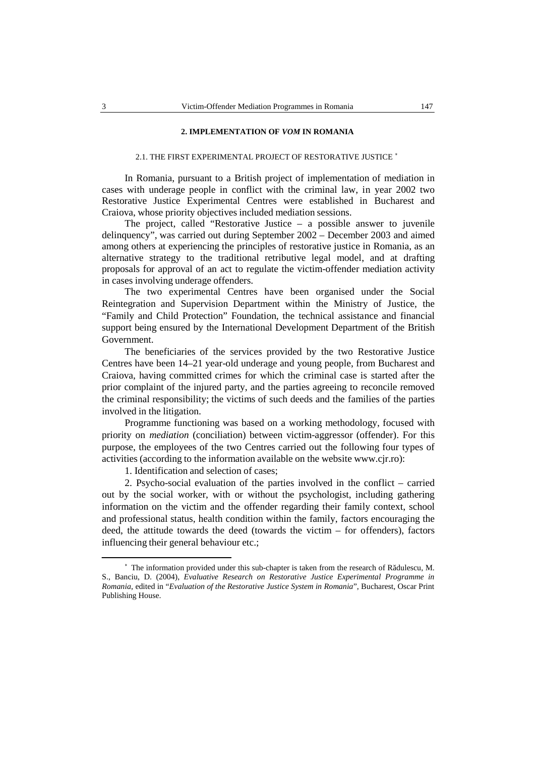## 2. IMPLEMENTATION OF *VOM* IN ROMANIA

### 2.1. THE FIRST EXPERIMENTAL PROJECT OF RESTORATIVE JUSTICE [*]

In Romania, pursuant to a British project of implementation of mediation in cases with underage people in conflict with the criminal law, in year 2002 two Restorative Justice Experimental Centres were established in Bucharest and Craiova, whose priority objectives included mediation sessions.

The project, called "Restorative Justice – a possible answer to juvenile delinquency", was carried out during September 2002 – December 2003 and aimed among others at experiencing the principles of restorative justice in Romania, as an alternative strategy to the traditional retributive legal model, and at drafting proposals for approval of an act to regulate the victim-offender mediation activity in cases involving underage offenders.

The two experimental Centres have been organised under the Social Reintegration and Supervision Department within the Ministry of Justice, the "Family and Child Protection" Foundation, the technical assistance and financial support being ensured by the International Development Department of the British Government.

The beneficiaries of the services provided by the two Restorative Justice Centres have been 14–21 year-old underage and young people, from Bucharest and Craiova, having committed crimes for which the criminal case is started after the prior complaint of the injured party, and the parties agreeing to reconcile removed the criminal responsibility; the victims of such deeds and the families of the parties involved in the litigation.

Programme functioning was based on a working methodology, focused with priority on *mediation* (conciliation) between victim-aggressor (offender). For this purpose, the employees of the two Centres carried out the following four types of activities (according to the information available on the website www.cjr.ro):

1. Identification and selection of cases;

2. Psycho-social evaluation of the parties involved in the conflict – carried out by the social worker, with or without the psychologist, including gathering information on the victim and the offender regarding their family context, school and professional status, health condition within the family, factors encouraging the deed, the attitude towards the deed (towards the victim – for offenders), factors influencing their general behaviour etc.;

---

[*] The information provided under this sub-chapter is taken from the research of Rădulescu, M. S., Banciu, D. (2004), *Evaluative Research on Restorative Justice Experimental Programme in Romania*, edited in "*Evaluation of the Restorative Justice System in Romania*", Bucharest, Oscar Print Publishing House.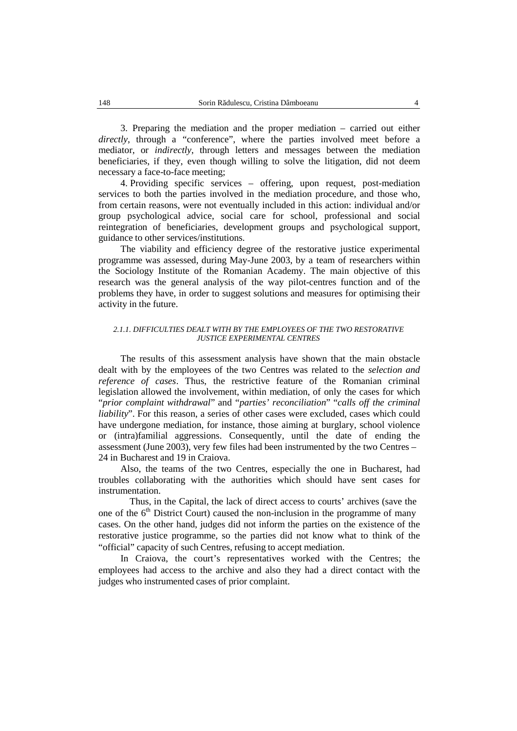3. Preparing the mediation and the proper mediation – carried out either *directly*, through a "conference", where the parties involved meet before a mediator, or *indirectly*, through letters and messages between the mediation beneficiaries, if they, even though willing to solve the litigation, did not deem necessary a face-to-face meeting;

4. Providing specific services – offering, upon request, post-mediation services to both the parties involved in the mediation procedure, and those who, from certain reasons, were not eventually included in this action: individual and/or group psychological advice, social care for school, professional and social reintegration of beneficiaries, development groups and psychological support, guidance to other services/institutions.

The viability and efficiency degree of the restorative justice experimental programme was assessed, during May-June 2003, by a team of researchers within the Sociology Institute of the Romanian Academy. The main objective of this research was the general analysis of the way pilot-centres function and of the problems they have, in order to suggest solutions and measures for optimising their activity in the future.

#### *2.1.1. DIFFICULTIES DEALT WITH BY THE EMPLOYEES OF THE TWO RESTORATIVE JUSTICE EXPERIMENTAL CENTRES*

The results of this assessment analysis have shown that the main obstacle dealt with by the employees of the two Centres was related to the *selection and reference of cases*. Thus, the restrictive feature of the Romanian criminal legislation allowed the involvement, within mediation, of only the cases for which "*prior complaint withdrawal*" and "*parties' reconciliation*" "*calls off the criminal liability*". For this reason, a series of other cases were excluded, cases which could have undergone mediation, for instance, those aiming at burglary, school violence or (intra)familial aggressions. Consequently, until the date of ending the assessment (June 2003), very few files had been instrumented by the two Centres – 24 in Bucharest and 19 in Craiova.

Also, the teams of the two Centres, especially the one in Bucharest, had troubles collaborating with the authorities which should have sent cases for instrumentation.

Thus, in the Capital, the lack of direct access to courts' archives (save the one of the 6th District Court) caused the non-inclusion in the programme of many cases. On the other hand, judges did not inform the parties on the existence of the restorative justice programme, so the parties did not know what to think of the "official" capacity of such Centres, refusing to accept mediation.

In Craiova, the court's representatives worked with the Centres; the employees had access to the archive and also they had a direct contact with the judges who instrumented cases of prior complaint.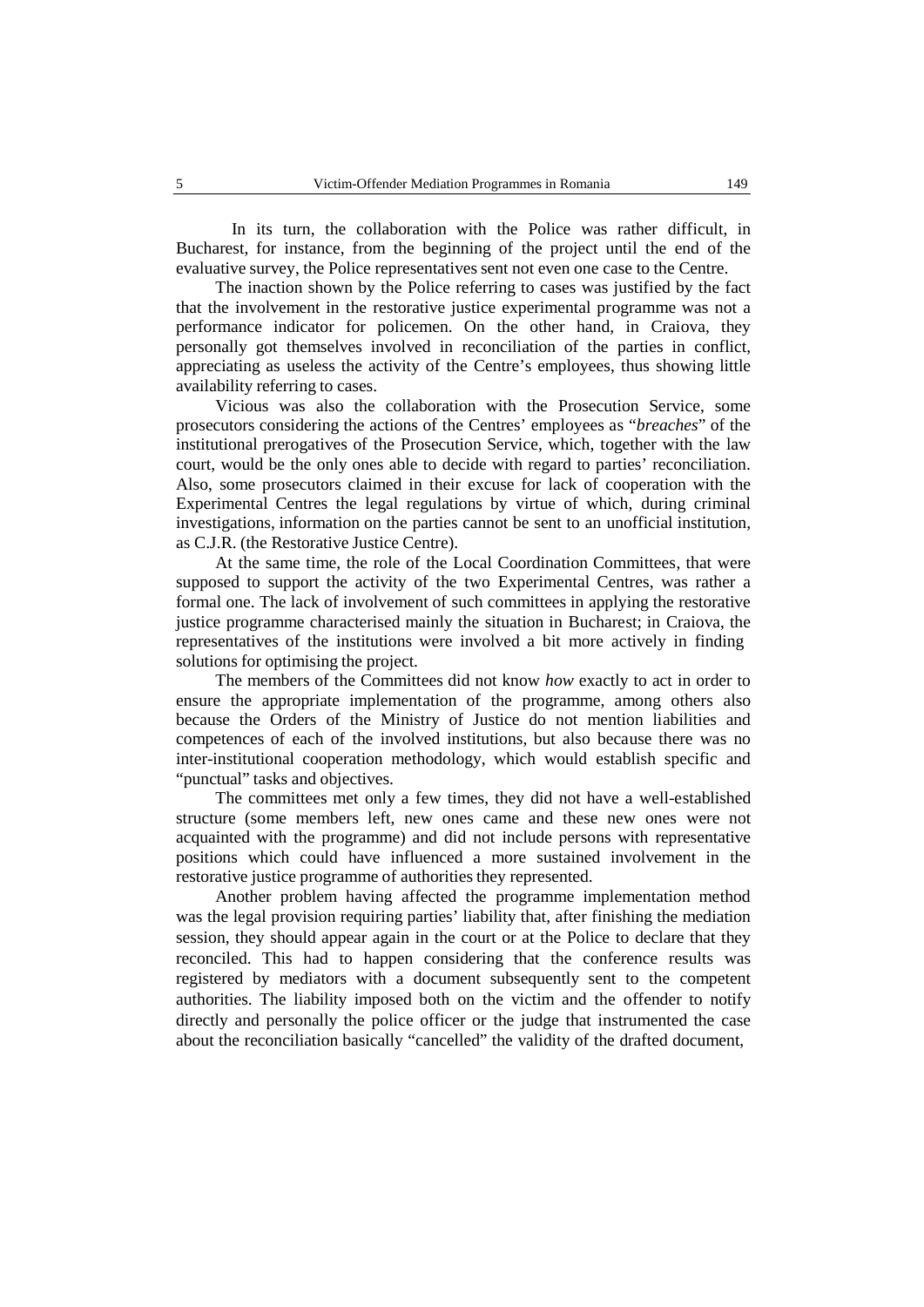In its turn, the collaboration with the Police was rather difficult, in Bucharest, for instance, from the beginning of the project until the end of the evaluative survey, the Police representatives sent not even one case to the Centre.

The inaction shown by the Police referring to cases was justified by the fact that the involvement in the restorative justice experimental programme was not a performance indicator for policemen. On the other hand, in Craiova, they personally got themselves involved in reconciliation of the parties in conflict, appreciating as useless the activity of the Centre's employees, thus showing little availability referring to cases.

Vicious was also the collaboration with the Prosecution Service, some prosecutors considering the actions of the Centres' employees as "*breaches*" of the institutional prerogatives of the Prosecution Service, which, together with the law court, would be the only ones able to decide with regard to parties' reconciliation. Also, some prosecutors claimed in their excuse for lack of cooperation with the Experimental Centres the legal regulations by virtue of which, during criminal investigations, information on the parties cannot be sent to an unofficial institution, as C.J.R. (the Restorative Justice Centre).

At the same time, the role of the Local Coordination Committees, that were supposed to support the activity of the two Experimental Centres, was rather a formal one. The lack of involvement of such committees in applying the restorative justice programme characterised mainly the situation in Bucharest; in Craiova, the representatives of the institutions were involved a bit more actively in finding solutions for optimising the project.

The members of the Committees did not know *how* exactly to act in order to ensure the appropriate implementation of the programme, among others also because the Orders of the Ministry of Justice do not mention liabilities and competences of each of the involved institutions, but also because there was no inter-institutional cooperation methodology, which would establish specific and "punctual" tasks and objectives.

The committees met only a few times, they did not have a well-established structure (some members left, new ones came and these new ones were not acquainted with the programme) and did not include persons with representative positions which could have influenced a more sustained involvement in the restorative justice programme of authorities they represented.

Another problem having affected the programme implementation method was the legal provision requiring parties' liability that, after finishing the mediation session, they should appear again in the court or at the Police to declare that they reconciled. This had to happen considering that the conference results was registered by mediators with a document subsequently sent to the competent authorities. The liability imposed both on the victim and the offender to notify directly and personally the police officer or the judge that instrumented the case about the reconciliation basically "cancelled" the validity of the drafted document,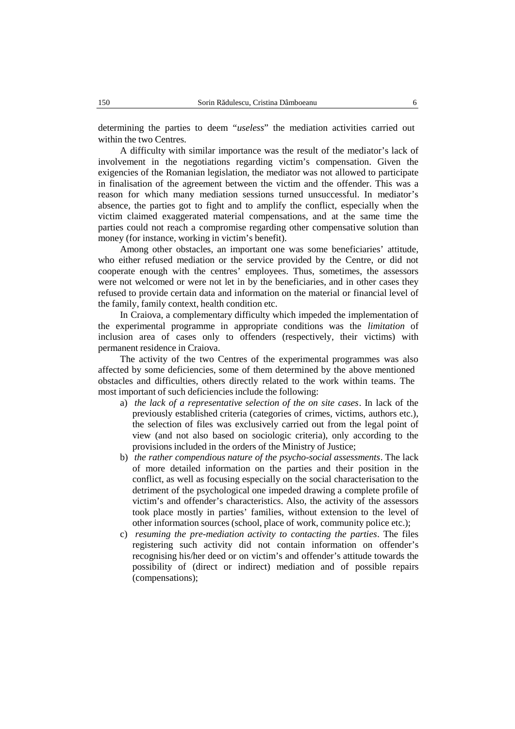determining the parties to deem "*useless*" the mediation activities carried out within the two Centres.

A difficulty with similar importance was the result of the mediator's lack of involvement in the negotiations regarding victim's compensation. Given the exigencies of the Romanian legislation, the mediator was not allowed to participate in finalisation of the agreement between the victim and the offender. This was a reason for which many mediation sessions turned unsuccessful. In mediator's absence, the parties got to fight and to amplify the conflict, especially when the victim claimed exaggerated material compensations, and at the same time the parties could not reach a compromise regarding other compensative solution than money (for instance, working in victim's benefit).

Among other obstacles, an important one was some beneficiaries' attitude, who either refused mediation or the service provided by the Centre, or did not cooperate enough with the centres' employees. Thus, sometimes, the assessors were not welcomed or were not let in by the beneficiaries, and in other cases they refused to provide certain data and information on the material or financial level of the family, family context, health condition etc.

In Craiova, a complementary difficulty which impeded the implementation of the experimental programme in appropriate conditions was the *limitation* of inclusion area of cases only to offenders (respectively, their victims) with permanent residence in Craiova.

The activity of the two Centres of the experimental programmes was also affected by some deficiencies, some of them determined by the above mentioned obstacles and difficulties, others directly related to the work within teams. The most important of such deficiencies include the following:

a) *the lack of a representative selection of the on site cases*. In lack of the previously established criteria (categories of crimes, victims, authors etc.), the selection of files was exclusively carried out from the legal point of view (and not also based on sociologic criteria), only according to the provisions included in the orders of the Ministry of Justice;
b) *the rather compendious nature of the psycho-social assessments*. The lack of more detailed information on the parties and their position in the conflict, as well as focusing especially on the social characterisation to the detriment of the psychological one impeded drawing a complete profile of victim's and offender's characteristics. Also, the activity of the assessors took place mostly in parties' families, without extension to the level of other information sources (school, place of work, community police etc.);
c) *resuming the pre-mediation activity to contacting the parties*. The files registering such activity did not contain information on offender's recognising his/her deed or on victim's and offender's attitude towards the possibility of (direct or indirect) mediation and of possible repairs (compensations);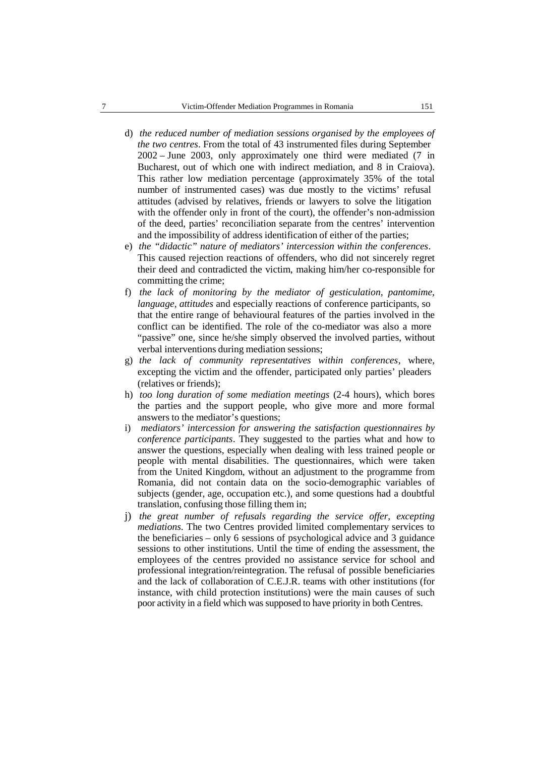d) *the reduced number of mediation sessions organised by the employees of the two centres*. From the total of 43 instrumented files during September 2002 – June 2003, only approximately one third were mediated (7 in Bucharest, out of which one with indirect mediation, and 8 in Craiova). This rather low mediation percentage (approximately 35% of the total number of instrumented cases) was due mostly to the victims' refusal attitudes (advised by relatives, friends or lawyers to solve the litigation with the offender only in front of the court), the offender's non-admission of the deed, parties' reconciliation separate from the centres' intervention and the impossibility of address identification of either of the parties;

e) *the "didactic" nature of mediators' intercession within the conferences*. This caused rejection reactions of offenders, who did not sincerely regret their deed and contradicted the victim, making him/her co-responsible for committing the crime;

f) *the lack of monitoring by the mediator of gesticulation, pantomime, language, attitudes* and especially reactions of conference participants, so that the entire range of behavioural features of the parties involved in the conflict can be identified. The role of the co-mediator was also a more "passive" one, since he/she simply observed the involved parties, without verbal interventions during mediation sessions;

g) *the lack of community representatives within conferences*, where, excepting the victim and the offender, participated only parties' pleaders (relatives or friends);

h) *too long duration of some mediation meetings* (2-4 hours), which bores the parties and the support people, who give more and more formal answers to the mediator's questions;

i) *mediators' intercession for answering the satisfaction questionnaires by conference participants*. They suggested to the parties what and how to answer the questions, especially when dealing with less trained people or people with mental disabilities. The questionnaires, which were taken from the United Kingdom, without an adjustment to the programme from Romania, did not contain data on the socio-demographic variables of subjects (gender, age, occupation etc.), and some questions had a doubtful translation, confusing those filling them in;

j) *the great number of refusals regarding the service offer, excepting mediations*. The two Centres provided limited complementary services to the beneficiaries – only 6 sessions of psychological advice and 3 guidance sessions to other institutions. Until the time of ending the assessment, the employees of the centres provided no assistance service for school and professional integration/reintegration. The refusal of possible beneficiaries and the lack of collaboration of C.E.J.R. teams with other institutions (for instance, with child protection institutions) were the main causes of such poor activity in a field which was supposed to have priority in both Centres.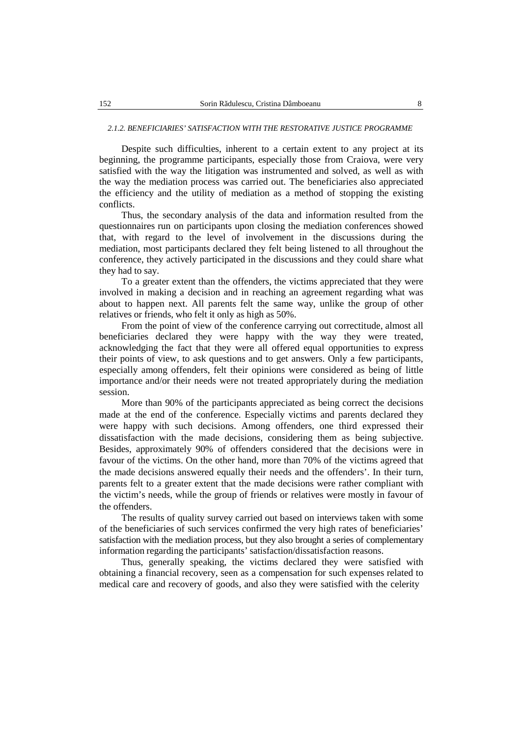#### *2.1.2. BENEFICIARIES' SATISFACTION WITH THE RESTORATIVE JUSTICE PROGRAMME*

Despite such difficulties, inherent to a certain extent to any project at its beginning, the programme participants, especially those from Craiova, were very satisfied with the way the litigation was instrumented and solved, as well as with the way the mediation process was carried out. The beneficiaries also appreciated the efficiency and the utility of mediation as a method of stopping the existing conflicts.

Thus, the secondary analysis of the data and information resulted from the questionnaires run on participants upon closing the mediation conferences showed that, with regard to the level of involvement in the discussions during the mediation, most participants declared they felt being listened to all throughout the conference, they actively participated in the discussions and they could share what they had to say.

To a greater extent than the offenders, the victims appreciated that they were involved in making a decision and in reaching an agreement regarding what was about to happen next. All parents felt the same way, unlike the group of other relatives or friends, who felt it only as high as 50%.

From the point of view of the conference carrying out correctitude, almost all beneficiaries declared they were happy with the way they were treated, acknowledging the fact that they were all offered equal opportunities to express their points of view, to ask questions and to get answers. Only a few participants, especially among offenders, felt their opinions were considered as being of little importance and/or their needs were not treated appropriately during the mediation session.

More than 90% of the participants appreciated as being correct the decisions made at the end of the conference. Especially victims and parents declared they were happy with such decisions. Among offenders, one third expressed their dissatisfaction with the made decisions, considering them as being subjective. Besides, approximately 90% of offenders considered that the decisions were in favour of the victims. On the other hand, more than 70% of the victims agreed that the made decisions answered equally their needs and the offenders'. In their turn, parents felt to a greater extent that the made decisions were rather compliant with the victim's needs, while the group of friends or relatives were mostly in favour of the offenders.

The results of quality survey carried out based on interviews taken with some of the beneficiaries of such services confirmed the very high rates of beneficiaries' satisfaction with the mediation process, but they also brought a series of complementary information regarding the participants' satisfaction/dissatisfaction reasons.

Thus, generally speaking, the victims declared they were satisfied with obtaining a financial recovery, seen as a compensation for such expenses related to medical care and recovery of goods, and also they were satisfied with the celerity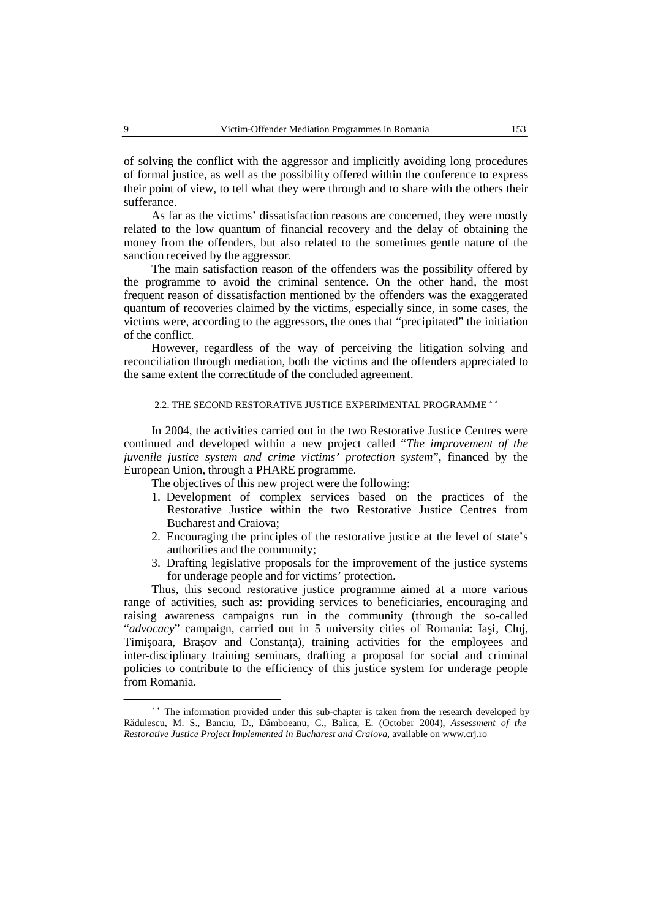of solving the conflict with the aggressor and implicitly avoiding long procedures of formal justice, as well as the possibility offered within the conference to express their point of view, to tell what they were through and to share with the others their sufferance.

As far as the victims' dissatisfaction reasons are concerned, they were mostly related to the low quantum of financial recovery and the delay of obtaining the money from the offenders, but also related to the sometimes gentle nature of the sanction received by the aggressor.

The main satisfaction reason of the offenders was the possibility offered by the programme to avoid the criminal sentence. On the other hand, the most frequent reason of dissatisfaction mentioned by the offenders was the exaggerated quantum of recoveries claimed by the victims, especially since, in some cases, the victims were, according to the aggressors, the ones that "precipitated" the initiation of the conflict.

However, regardless of the way of perceiving the litigation solving and reconciliation through mediation, both the victims and the offenders appreciated to the same extent the correctitude of the concluded agreement.

### 2.2. THE SECOND RESTORATIVE JUSTICE EXPERIMENTAL PROGRAMME [**]

In 2004, the activities carried out in the two Restorative Justice Centres were continued and developed within a new project called "*The improvement of the juvenile justice system and crime victims' protection system*", financed by the European Union, through a PHARE programme.

The objectives of this new project were the following:

1. Development of complex services based on the practices of the Restorative Justice within the two Restorative Justice Centres from Bucharest and Craiova;
2. Encouraging the principles of the restorative justice at the level of state's authorities and the community;
3. Drafting legislative proposals for the improvement of the justice systems for underage people and for victims' protection.

Thus, this second restorative justice programme aimed at a more various range of activities, such as: providing services to beneficiaries, encouraging and raising awareness campaigns run in the community (through the so-called "*advocacy*" campaign, carried out in 5 university cities of Romania: Iaşi, Cluj, Timişoara, Braşov and Constanţa), training activities for the employees and inter-disciplinary training seminars, drafting a proposal for social and criminal policies to contribute to the efficiency of this justice system for underage people from Romania.

---

[**] The information provided under this sub-chapter is taken from the research developed by Rădulescu, M. S., Banciu, D., Dâmboeanu, C., Balica, E. (October 2004), *Assessment of the Restorative Justice Project Implemented in Bucharest and Craiova*, available on www.crj.ro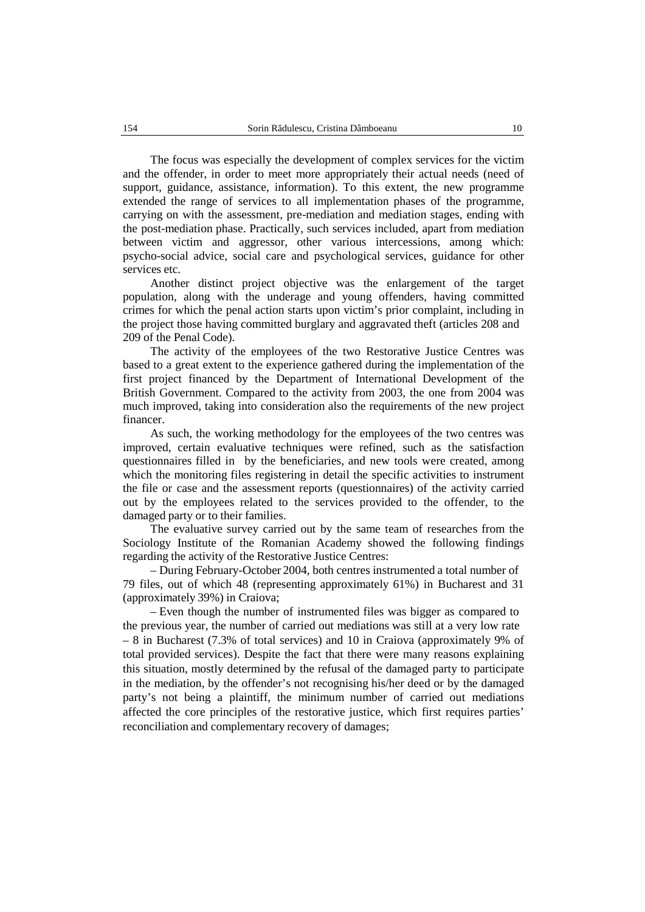The focus was especially the development of complex services for the victim and the offender, in order to meet more appropriately their actual needs (need of support, guidance, assistance, information). To this extent, the new programme extended the range of services to all implementation phases of the programme, carrying on with the assessment, pre-mediation and mediation stages, ending with the post-mediation phase. Practically, such services included, apart from mediation between victim and aggressor, other various intercessions, among which: psycho-social advice, social care and psychological services, guidance for other services etc.

Another distinct project objective was the enlargement of the target population, along with the underage and young offenders, having committed crimes for which the penal action starts upon victim's prior complaint, including in the project those having committed burglary and aggravated theft (articles 208 and 209 of the Penal Code).

The activity of the employees of the two Restorative Justice Centres was based to a great extent to the experience gathered during the implementation of the first project financed by the Department of International Development of the British Government. Compared to the activity from 2003, the one from 2004 was much improved, taking into consideration also the requirements of the new project financer.

As such, the working methodology for the employees of the two centres was improved, certain evaluative techniques were refined, such as the satisfaction questionnaires filled in by the beneficiaries, and new tools were created, among which the monitoring files registering in detail the specific activities to instrument the file or case and the assessment reports (questionnaires) of the activity carried out by the employees related to the services provided to the offender, to the damaged party or to their families.

The evaluative survey carried out by the same team of researches from the Sociology Institute of the Romanian Academy showed the following findings regarding the activity of the Restorative Justice Centres:

– During February-October 2004, both centres instrumented a total number of 79 files, out of which 48 (representing approximately 61%) in Bucharest and 31 (approximately 39%) in Craiova;

– Even though the number of instrumented files was bigger as compared to the previous year, the number of carried out mediations was still at a very low rate – 8 in Bucharest (7.3% of total services) and 10 in Craiova (approximately 9% of total provided services). Despite the fact that there were many reasons explaining this situation, mostly determined by the refusal of the damaged party to participate in the mediation, by the offender's not recognising his/her deed or by the damaged party's not being a plaintiff, the minimum number of carried out mediations affected the core principles of the restorative justice, which first requires parties' reconciliation and complementary recovery of damages;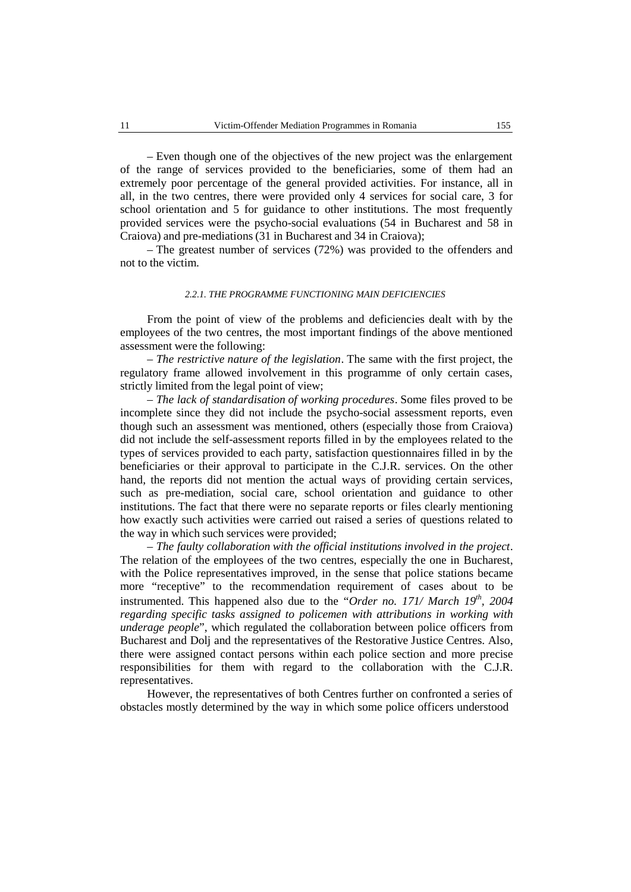– Even though one of the objectives of the new project was the enlargement of the range of services provided to the beneficiaries, some of them had an extremely poor percentage of the general provided activities. For instance, all in all, in the two centres, there were provided only 4 services for social care, 3 for school orientation and 5 for guidance to other institutions. The most frequently provided services were the psycho-social evaluations (54 in Bucharest and 58 in Craiova) and pre-mediations (31 in Bucharest and 34 in Craiova);

– The greatest number of services (72%) was provided to the offenders and not to the victim.

###### 2.2.1. THE PROGRAMME FUNCTIONING MAIN DEFICIENCIES

From the point of view of the problems and deficiencies dealt with by the employees of the two centres, the most important findings of the above mentioned assessment were the following:

– *The restrictive nature of the legislation*. The same with the first project, the regulatory frame allowed involvement in this programme of only certain cases, strictly limited from the legal point of view;

– *The lack of standardisation of working procedures*. Some files proved to be incomplete since they did not include the psycho-social assessment reports, even though such an assessment was mentioned, others (especially those from Craiova) did not include the self-assessment reports filled in by the employees related to the types of services provided to each party, satisfaction questionnaires filled in by the beneficiaries or their approval to participate in the C.J.R. services. On the other hand, the reports did not mention the actual ways of providing certain services, such as pre-mediation, social care, school orientation and guidance to other institutions. The fact that there were no separate reports or files clearly mentioning how exactly such activities were carried out raised a series of questions related to the way in which such services were provided;

– *The faulty collaboration with the official institutions involved in the project*. The relation of the employees of the two centres, especially the one in Bucharest, with the Police representatives improved, in the sense that police stations became more "receptive" to the recommendation requirement of cases about to be instrumented. This happened also due to the "*Order no. 171/ March 19th, 2004 regarding specific tasks assigned to policemen with attributions in working with underage people*", which regulated the collaboration between police officers from Bucharest and Dolj and the representatives of the Restorative Justice Centres. Also, there were assigned contact persons within each police section and more precise responsibilities for them with regard to the collaboration with the C.J.R. representatives.

However, the representatives of both Centres further on confronted a series of obstacles mostly determined by the way in which some police officers understood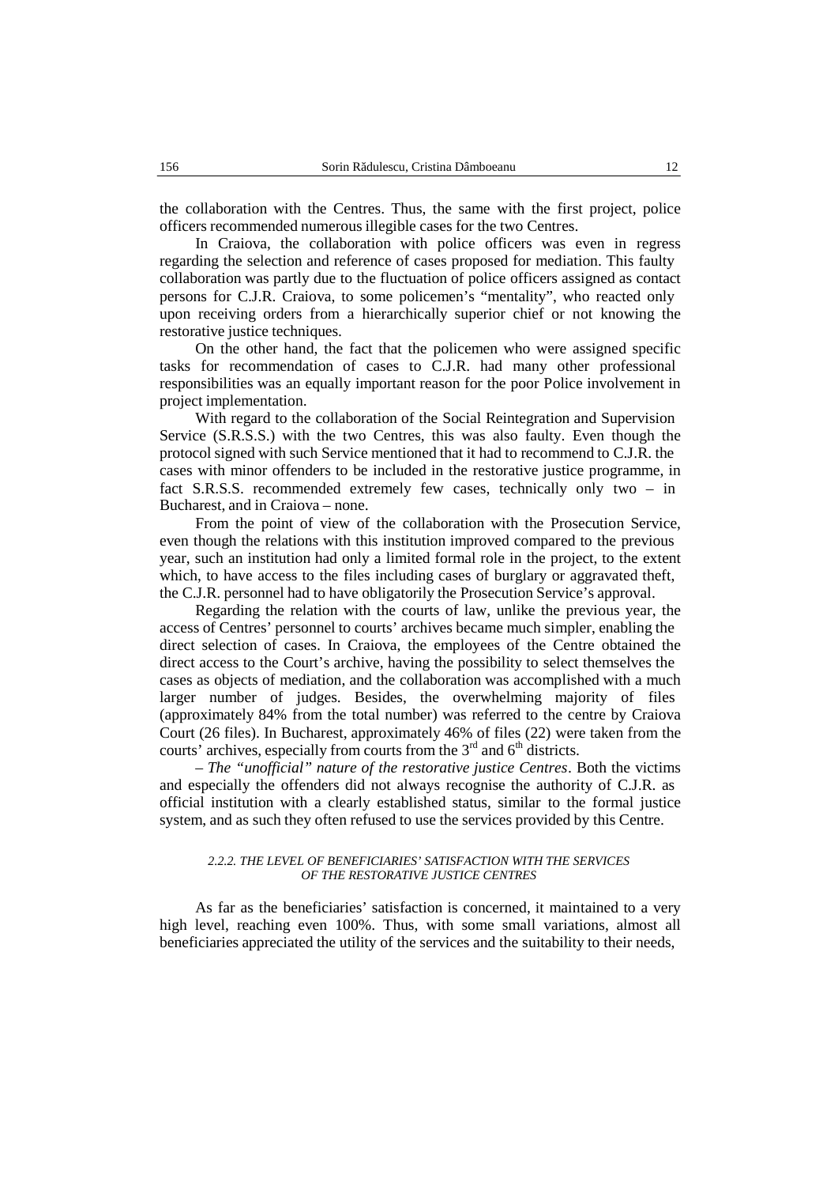the collaboration with the Centres. Thus, the same with the first project, police officers recommended numerous illegible cases for the two Centres.

In Craiova, the collaboration with police officers was even in regress regarding the selection and reference of cases proposed for mediation. This faulty collaboration was partly due to the fluctuation of police officers assigned as contact persons for C.J.R. Craiova, to some policemen's "mentality", who reacted only upon receiving orders from a hierarchically superior chief or not knowing the restorative justice techniques.

On the other hand, the fact that the policemen who were assigned specific tasks for recommendation of cases to C.J.R. had many other professional responsibilities was an equally important reason for the poor Police involvement in project implementation.

With regard to the collaboration of the Social Reintegration and Supervision Service (S.R.S.S.) with the two Centres, this was also faulty. Even though the protocol signed with such Service mentioned that it had to recommend to C.J.R. the cases with minor offenders to be included in the restorative justice programme, in fact S.R.S.S. recommended extremely few cases, technically only two – in Bucharest, and in Craiova – none.

From the point of view of the collaboration with the Prosecution Service, even though the relations with this institution improved compared to the previous year, such an institution had only a limited formal role in the project, to the extent which, to have access to the files including cases of burglary or aggravated theft, the C.J.R. personnel had to have obligatorily the Prosecution Service's approval.

Regarding the relation with the courts of law, unlike the previous year, the access of Centres' personnel to courts' archives became much simpler, enabling the direct selection of cases. In Craiova, the employees of the Centre obtained the direct access to the Court's archive, having the possibility to select themselves the cases as objects of mediation, and the collaboration was accomplished with a much larger number of judges. Besides, the overwhelming majority of files (approximately 84% from the total number) was referred to the centre by Craiova Court (26 files). In Bucharest, approximately 46% of files (22) were taken from the courts' archives, especially from courts from the 3rd and 6th districts.

– *The "unofficial" nature of the restorative justice Centres*. Both the victims and especially the offenders did not always recognise the authority of C.J.R. as official institution with a clearly established status, similar to the formal justice system, and as such they often refused to use the services provided by this Centre.

#### *2.2.2. THE LEVEL OF BENEFICIARIES' SATISFACTION WITH THE SERVICES OF THE RESTORATIVE JUSTICE CENTRES*

As far as the beneficiaries' satisfaction is concerned, it maintained to a very high level, reaching even 100%. Thus, with some small variations, almost all beneficiaries appreciated the utility of the services and the suitability to their needs,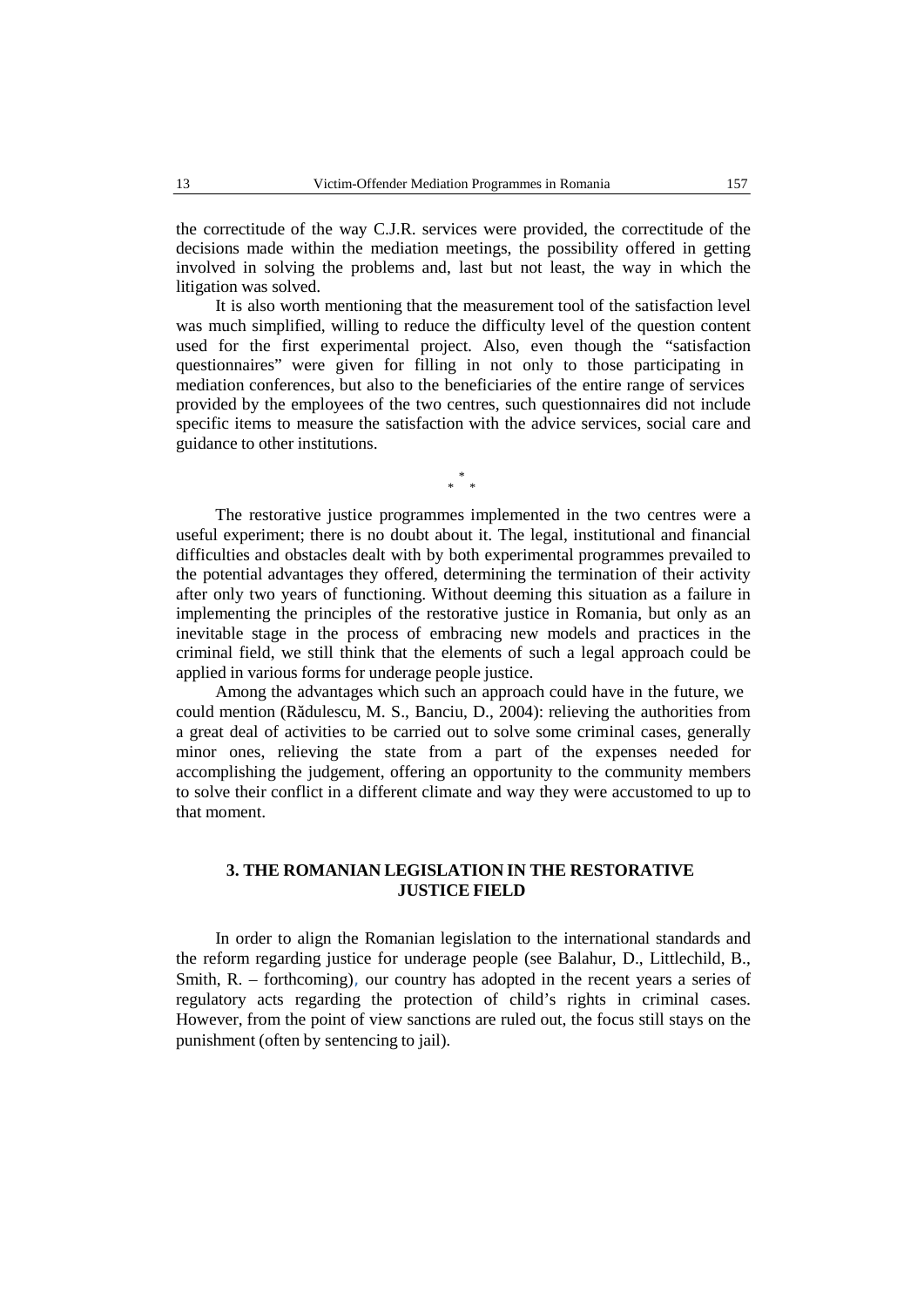the correctitude of the way C.J.R. services were provided, the correctitude of the decisions made within the mediation meetings, the possibility offered in getting involved in solving the problems and, last but not least, the way in which the litigation was solved.

It is also worth mentioning that the measurement tool of the satisfaction level was much simplified, willing to reduce the difficulty level of the question content used for the first experimental project. Also, even though the "satisfaction questionnaires" were given for filling in not only to those participating in mediation conferences, but also to the beneficiaries of the entire range of services provided by the employees of the two centres, such questionnaires did not include specific items to measure the satisfaction with the advice services, social care and guidance to other institutions.

\*
\* \*

The restorative justice programmes implemented in the two centres were a useful experiment; there is no doubt about it. The legal, institutional and financial difficulties and obstacles dealt with by both experimental programmes prevailed to the potential advantages they offered, determining the termination of their activity after only two years of functioning. Without deeming this situation as a failure in implementing the principles of the restorative justice in Romania, but only as an inevitable stage in the process of embracing new models and practices in the criminal field, we still think that the elements of such a legal approach could be applied in various forms for underage people justice.

Among the advantages which such an approach could have in the future, we could mention (Rădulescu, M. S., Banciu, D., 2004): relieving the authorities from a great deal of activities to be carried out to solve some criminal cases, generally minor ones, relieving the state from a part of the expenses needed for accomplishing the judgement, offering an opportunity to the community members to solve their conflict in a different climate and way they were accustomed to up to that moment.

## 3. THE ROMANIAN LEGISLATION IN THE RESTORATIVE JUSTICE FIELD

In order to align the Romanian legislation to the international standards and the reform regarding justice for underage people (see Balahur, D., Littlechild, B., Smith, R. – forthcoming), our country has adopted in the recent years a series of regulatory acts regarding the protection of child's rights in criminal cases. However, from the point of view sanctions are ruled out, the focus still stays on the punishment (often by sentencing to jail).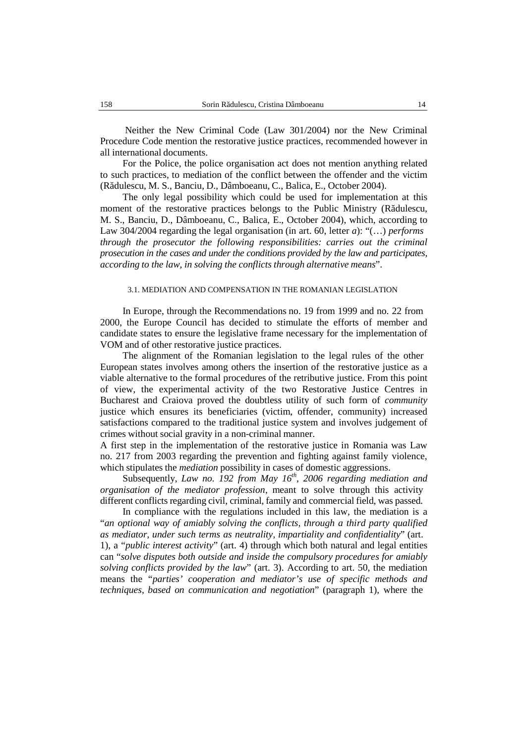Neither the New Criminal Code (Law 301/2004) nor the New Criminal Procedure Code mention the restorative justice practices, recommended however in all international documents.

For the Police, the police organisation act does not mention anything related to such practices, to mediation of the conflict between the offender and the victim (Rădulescu, M. S., Banciu, D., Dâmboeanu, C., Balica, E., October 2004).

The only legal possibility which could be used for implementation at this moment of the restorative practices belongs to the Public Ministry (Rădulescu, M. S., Banciu, D., Dâmboeanu, C., Balica, E., October 2004), which, according to Law 304/2004 regarding the legal organisation (in art. 60, letter *a*): "(…) *performs through the prosecutor the following responsibilities: carries out the criminal prosecution in the cases and under the conditions provided by the law and participates, according to the law, in solving the conflicts through alternative means*".

### 3.1. MEDIATION AND COMPENSATION IN THE ROMANIAN LEGISLATION

In Europe, through the Recommendations no. 19 from 1999 and no. 22 from 2000, the Europe Council has decided to stimulate the efforts of member and candidate states to ensure the legislative frame necessary for the implementation of VOM and of other restorative justice practices.

The alignment of the Romanian legislation to the legal rules of the other European states involves among others the insertion of the restorative justice as a viable alternative to the formal procedures of the retributive justice. From this point of view, the experimental activity of the two Restorative Justice Centres in Bucharest and Craiova proved the doubtless utility of such form of *community* justice which ensures its beneficiaries (victim, offender, community) increased satisfactions compared to the traditional justice system and involves judgement of crimes without social gravity in a non-criminal manner.

A first step in the implementation of the restorative justice in Romania was Law no. 217 from 2003 regarding the prevention and fighting against family violence, which stipulates the *mediation* possibility in cases of domestic aggressions.

Subsequently, *Law no. 192 from May 16th, 2006 regarding mediation and organisation of the mediator profession*, meant to solve through this activity different conflicts regarding civil, criminal, family and commercial field, was passed.

In compliance with the regulations included in this law, the mediation is a "*an optional way of amiably solving the conflicts, through a third party qualified as mediator, under such terms as neutrality, impartiality and confidentiality*" (art. 1), a "*public interest activity*" (art. 4) through which both natural and legal entities can "*solve disputes both outside and inside the compulsory procedures for amiably solving conflicts provided by the law*" (art. 3). According to art. 50, the mediation means the "*parties' cooperation and mediator's use of specific methods and techniques, based on communication and negotiation*" (paragraph 1), where the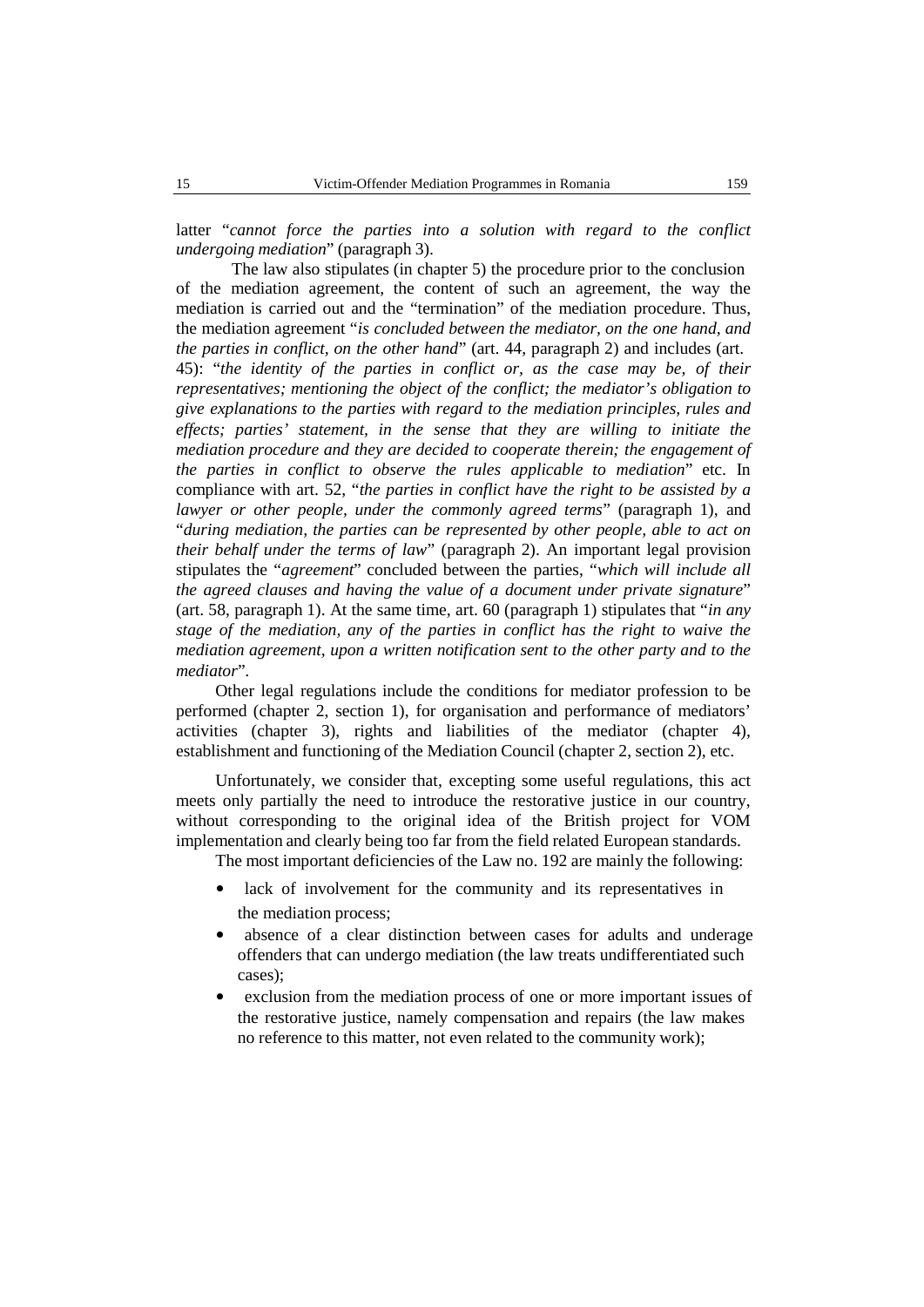latter "*cannot force the parties into a solution with regard to the conflict undergoing mediation*" (paragraph 3).

The law also stipulates (in chapter 5) the procedure prior to the conclusion of the mediation agreement, the content of such an agreement, the way the mediation is carried out and the "termination" of the mediation procedure. Thus, the mediation agreement "*is concluded between the mediator, on the one hand, and the parties in conflict, on the other hand*" (art. 44, paragraph 2) and includes (art. 45): "*the identity of the parties in conflict or, as the case may be, of their representatives; mentioning the object of the conflict; the mediator's obligation to give explanations to the parties with regard to the mediation principles, rules and effects; parties' statement, in the sense that they are willing to initiate the mediation procedure and they are decided to cooperate therein; the engagement of the parties in conflict to observe the rules applicable to mediation*" etc. In compliance with art. 52, "*the parties in conflict have the right to be assisted by a lawyer or other people, under the commonly agreed terms*" (paragraph 1), and "*during mediation, the parties can be represented by other people, able to act on their behalf under the terms of law*" (paragraph 2). An important legal provision stipulates the "*agreement*" concluded between the parties, "*which will include all the agreed clauses and having the value of a document under private signature*" (art. 58, paragraph 1). At the same time, art. 60 (paragraph 1) stipulates that "*in any stage of the mediation, any of the parties in conflict has the right to waive the mediation agreement, upon a written notification sent to the other party and to the mediator*".

Other legal regulations include the conditions for mediator profession to be performed (chapter 2, section 1), for organisation and performance of mediators' activities (chapter 3), rights and liabilities of the mediator (chapter 4), establishment and functioning of the Mediation Council (chapter 2, section 2), etc.

Unfortunately, we consider that, excepting some useful regulations, this act meets only partially the need to introduce the restorative justice in our country, without corresponding to the original idea of the British project for VOM implementation and clearly being too far from the field related European standards.

The most important deficiencies of the Law no. 192 are mainly the following:

- lack of involvement for the community and its representatives in the mediation process;
- absence of a clear distinction between cases for adults and underage offenders that can undergo mediation (the law treats undifferentiated such cases);
- exclusion from the mediation process of one or more important issues of the restorative justice, namely compensation and repairs (the law makes no reference to this matter, not even related to the community work);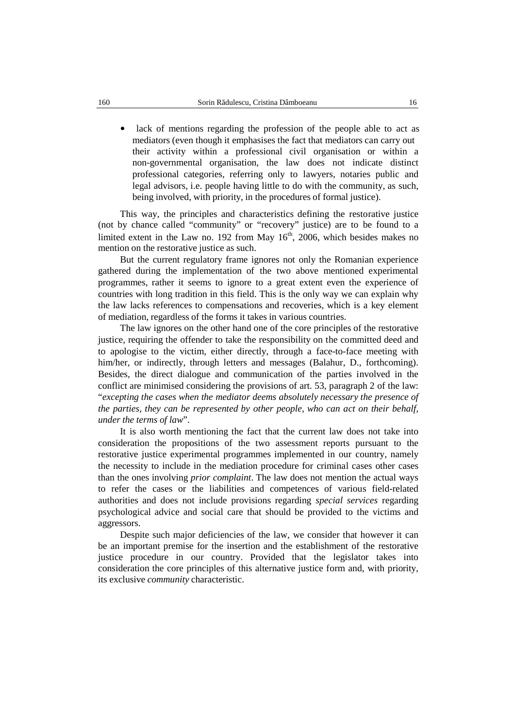- lack of mentions regarding the profession of the people able to act as mediators (even though it emphasises the fact that mediators can carry out their activity within a professional civil organisation or within a non-governmental organisation, the law does not indicate distinct professional categories, referring only to lawyers, notaries public and legal advisors, i.e. people having little to do with the community, as such, being involved, with priority, in the procedures of formal justice).

This way, the principles and characteristics defining the restorative justice (not by chance called "community" or "recovery" justice) are to be found to a limited extent in the Law no. 192 from May 16th, 2006, which besides makes no mention on the restorative justice as such.

But the current regulatory frame ignores not only the Romanian experience gathered during the implementation of the two above mentioned experimental programmes, rather it seems to ignore to a great extent even the experience of countries with long tradition in this field. This is the only way we can explain why the law lacks references to compensations and recoveries, which is a key element of mediation, regardless of the forms it takes in various countries.

The law ignores on the other hand one of the core principles of the restorative justice, requiring the offender to take the responsibility on the committed deed and to apologise to the victim, either directly, through a face-to-face meeting with him/her, or indirectly, through letters and messages (Balahur, D., forthcoming). Besides, the direct dialogue and communication of the parties involved in the conflict are minimised considering the provisions of art. 53, paragraph 2 of the law: "*excepting the cases when the mediator deems absolutely necessary the presence of the parties, they can be represented by other people, who can act on their behalf, under the terms of law*".

It is also worth mentioning the fact that the current law does not take into consideration the propositions of the two assessment reports pursuant to the restorative justice experimental programmes implemented in our country, namely the necessity to include in the mediation procedure for criminal cases other cases than the ones involving *prior complaint*. The law does not mention the actual ways to refer the cases or the liabilities and competences of various field-related authorities and does not include provisions regarding *special services* regarding psychological advice and social care that should be provided to the victims and aggressors.

Despite such major deficiencies of the law, we consider that however it can be an important premise for the insertion and the establishment of the restorative justice procedure in our country. Provided that the legislator takes into consideration the core principles of this alternative justice form and, with priority, its exclusive *community* characteristic.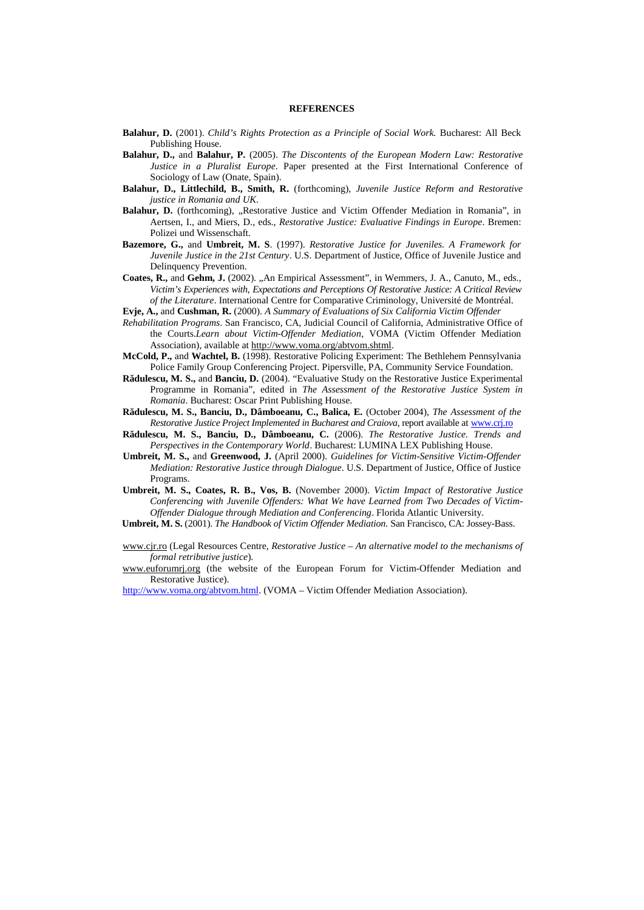## REFERENCES

**Balahur, D.** (2001). *Child's Rights Protection as a Principle of Social Work.* Bucharest: All Beck Publishing House.

**Balahur, D.,** and **Balahur, P.** (2005). *The Discontents of the European Modern Law: Restorative Justice in a Pluralist Europe*. Paper presented at the First International Conference of Sociology of Law (Onate, Spain).

**Balahur, D., Littlechild, B., Smith, R.** (forthcoming), *Juvenile Justice Reform and Restorative justice in Romania and UK*.

**Balahur, D.** (forthcoming), „Restorative Justice and Victim Offender Mediation in Romania", in Aertsen, I., and Miers, D., eds., *Restorative Justice: Evaluative Findings in Europe*. Bremen: Polizei und Wissenschaft.

**Bazemore, G.,** and **Umbreit, M. S**. (1997). *Restorative Justice for Juveniles. A Framework for Juvenile Justice in the 21st Century*. U.S. Department of Justice, Office of Juvenile Justice and Delinquency Prevention.

**Coates, R.,** and **Gehm, J.** (2002). „An Empirical Assessment", in Wemmers, J. A., Canuto, M., eds., *Victim's Experiences with, Expectations and Perceptions Of Restorative Justice: A Critical Review of the Literature*. International Centre for Comparative Criminology, Université de Montréal.

**Evje, A.,** and **Cushman, R.** (2000). *A Summary of Evaluations of Six California Victim Offender*

*Rehabilitation Programs*. San Francisco, CA, Judicial Council of California, Administrative Office of the Courts.*Learn about Victim-Offender Mediation*, VOMA (Victim Offender Mediation Association), available at http://www.voma.org/abtvom.shtml.

**McCold, P.,** and **Wachtel, B.** (1998). Restorative Policing Experiment: The Bethlehem Pennsylvania Police Family Group Conferencing Project. Pipersville, PA, Community Service Foundation.

**Rădulescu, M. S.,** and **Banciu, D.** (2004). "Evaluative Study on the Restorative Justice Experimental Programme in Romania", edited in *The Assessment of the Restorative Justice System in Romania*. Bucharest: Oscar Print Publishing House.

**Rădulescu, M. S., Banciu, D., Dâmboeanu, C., Balica, E.** (October 2004), *The Assessment of the Restorative Justice Project Implemented in Bucharest and Craiova*, report available at www.crj.ro

**Rădulescu, M. S., Banciu, D., Dâmboeanu, C.** (2006). *The Restorative Justice. Trends and Perspectives in the Contemporary World*. Bucharest: LUMINA LEX Publishing House.

**Umbreit, M. S.,** and **Greenwood, J.** (April 2000). *Guidelines for Victim-Sensitive Victim-Offender Mediation: Restorative Justice through Dialogue*. U.S. Department of Justice, Office of Justice Programs.

**Umbreit, M. S., Coates, R. B., Vos, B.** (November 2000). *Victim Impact of Restorative Justice Conferencing with Juvenile Offenders: What We have Learned from Two Decades of Victim-Offender Dialogue through Mediation and Conferencing*. Florida Atlantic University.

**Umbreit, M. S.** (2001). *The Handbook of Victim Offender Mediation.* San Francisco, CA: Jossey-Bass.

www.cjr.ro (Legal Resources Centre, *Restorative Justice – An alternative model to the mechanisms of formal retributive justice*).

www.euforumrj.org (the website of the European Forum for Victim-Offender Mediation and Restorative Justice).

http://www.voma.org/abtvom.html. (VOMA – Victim Offender Mediation Association).